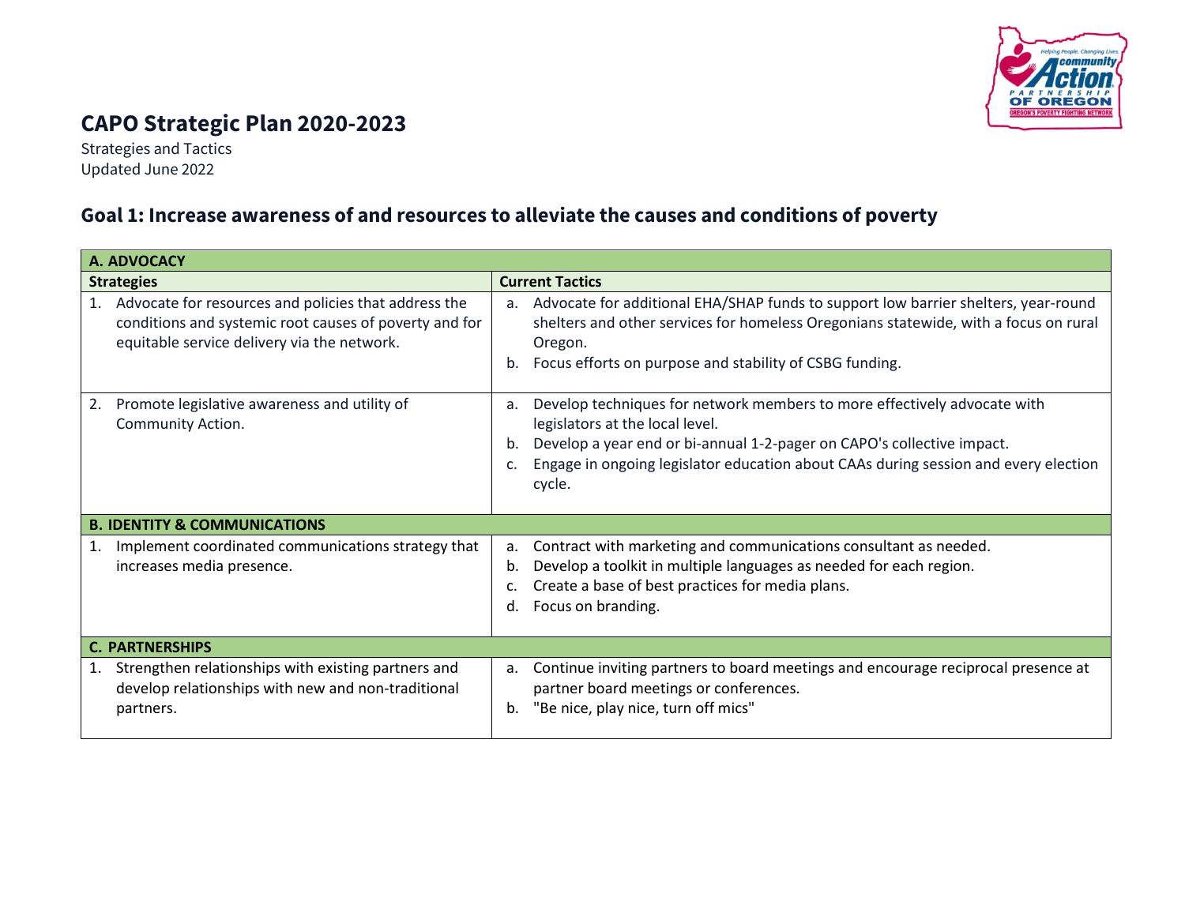# CAPO Strategic Plan 2020-2023

Strategies and Tactics
Updated June 2022

## Goal 1: Increase awareness of and resources to alleviate the causes and conditions of poverty

| **A. ADVOCACY** | |
|---|---|
| **Strategies** | **Current Tactics** |
| 1. Advocate for resources and policies that address the conditions and systemic root causes of poverty and for equitable service delivery via the network. | a. Advocate for additional EHA/SHAP funds to support low barrier shelters, year-round shelters and other services for homeless Oregonians statewide, with a focus on rural Oregon.<br>b. Focus efforts on purpose and stability of CSBG funding. |
| 2. Promote legislative awareness and utility of Community Action. | a. Develop techniques for network members to more effectively advocate with legislators at the local level.<br>b. Develop a year end or bi-annual 1-2-pager on CAPO's collective impact.<br>c. Engage in ongoing legislator education about CAAs during session and every election cycle. |
| **B. IDENTITY & COMMUNICATIONS** | |
| 1. Implement coordinated communications strategy that increases media presence. | a. Contract with marketing and communications consultant as needed.<br>b. Develop a toolkit in multiple languages as needed for each region.<br>c. Create a base of best practices for media plans.<br>d. Focus on branding. |
| **C. PARTNERSHIPS** | |
| 1. Strengthen relationships with existing partners and develop relationships with new and non-traditional partners. | a. Continue inviting partners to board meetings and encourage reciprocal presence at partner board meetings or conferences.<br>b. "Be nice, play nice, turn off mics" |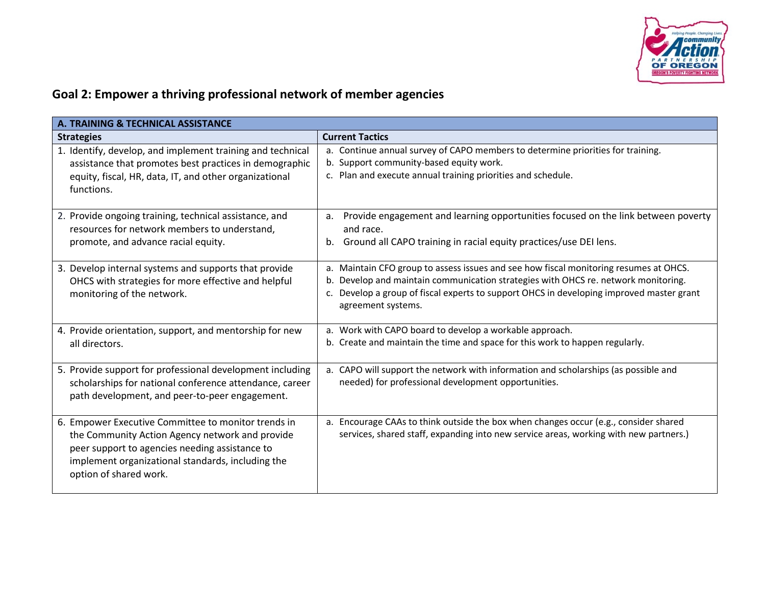## Goal 2: Empower a thriving professional network of member agencies

| A. TRAINING & TECHNICAL ASSISTANCE | |
|---|---|
| **Strategies** | **Current Tactics** |
| 1. Identify, develop, and implement training and technical assistance that promotes best practices in demographic equity, fiscal, HR, data, IT, and other organizational functions. | a. Continue annual survey of CAPO members to determine priorities for training.<br>b. Support community-based equity work.<br>c. Plan and execute annual training priorities and schedule. |
| 2. Provide ongoing training, technical assistance, and resources for network members to understand, promote, and advance racial equity. | a. Provide engagement and learning opportunities focused on the link between poverty and race.<br>b. Ground all CAPO training in racial equity practices/use DEI lens. |
| 3. Develop internal systems and supports that provide OHCS with strategies for more effective and helpful monitoring of the network. | a. Maintain CFO group to assess issues and see how fiscal monitoring resumes at OHCS.<br>b. Develop and maintain communication strategies with OHCS re. network monitoring.<br>c. Develop a group of fiscal experts to support OHCS in developing improved master grant agreement systems. |
| 4. Provide orientation, support, and mentorship for new all directors. | a. Work with CAPO board to develop a workable approach.<br>b. Create and maintain the time and space for this work to happen regularly. |
| 5. Provide support for professional development including scholarships for national conference attendance, career path development, and peer-to-peer engagement. | a. CAPO will support the network with information and scholarships (as possible and needed) for professional development opportunities. |
| 6. Empower Executive Committee to monitor trends in the Community Action Agency network and provide peer support to agencies needing assistance to implement organizational standards, including the option of shared work. | a. Encourage CAAs to think outside the box when changes occur (e.g., consider shared services, shared staff, expanding into new service areas, working with new partners.) |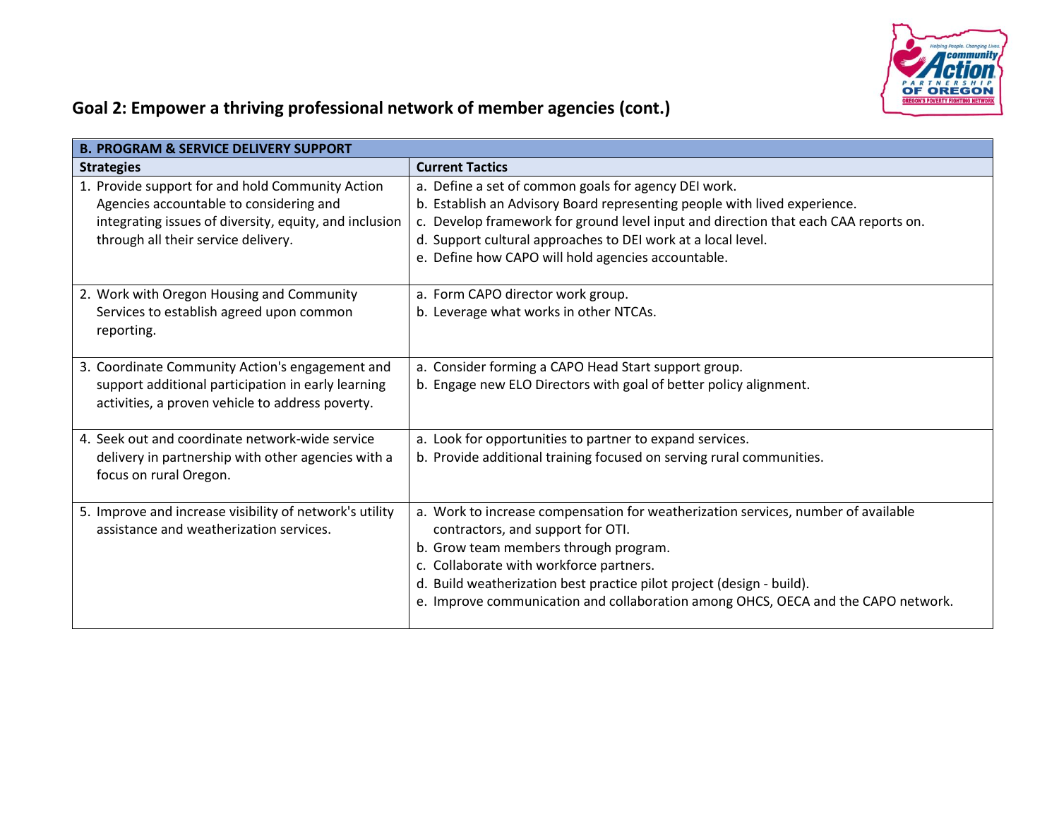## Goal 2: Empower a thriving professional network of member agencies (cont.)

| **B. PROGRAM & SERVICE DELIVERY SUPPORT** | |
|---|---|
| **Strategies** | **Current Tactics** |
| 1. Provide support for and hold Community Action Agencies accountable to considering and integrating issues of diversity, equity, and inclusion through all their service delivery. | a. Define a set of common goals for agency DEI work.<br>b. Establish an Advisory Board representing people with lived experience.<br>c. Develop framework for ground level input and direction that each CAA reports on.<br>d. Support cultural approaches to DEI work at a local level.<br>e. Define how CAPO will hold agencies accountable. |
| 2. Work with Oregon Housing and Community Services to establish agreed upon common reporting. | a. Form CAPO director work group.<br>b. Leverage what works in other NTCAs. |
| 3. Coordinate Community Action's engagement and support additional participation in early learning activities, a proven vehicle to address poverty. | a. Consider forming a CAPO Head Start support group.<br>b. Engage new ELO Directors with goal of better policy alignment. |
| 4. Seek out and coordinate network-wide service delivery in partnership with other agencies with a focus on rural Oregon. | a. Look for opportunities to partner to expand services.<br>b. Provide additional training focused on serving rural communities. |
| 5. Improve and increase visibility of network's utility assistance and weatherization services. | a. Work to increase compensation for weatherization services, number of available contractors, and support for OTI.<br>b. Grow team members through program.<br>c. Collaborate with workforce partners.<br>d. Build weatherization best practice pilot project (design - build).<br>e. Improve communication and collaboration among OHCS, OECA and the CAPO network. |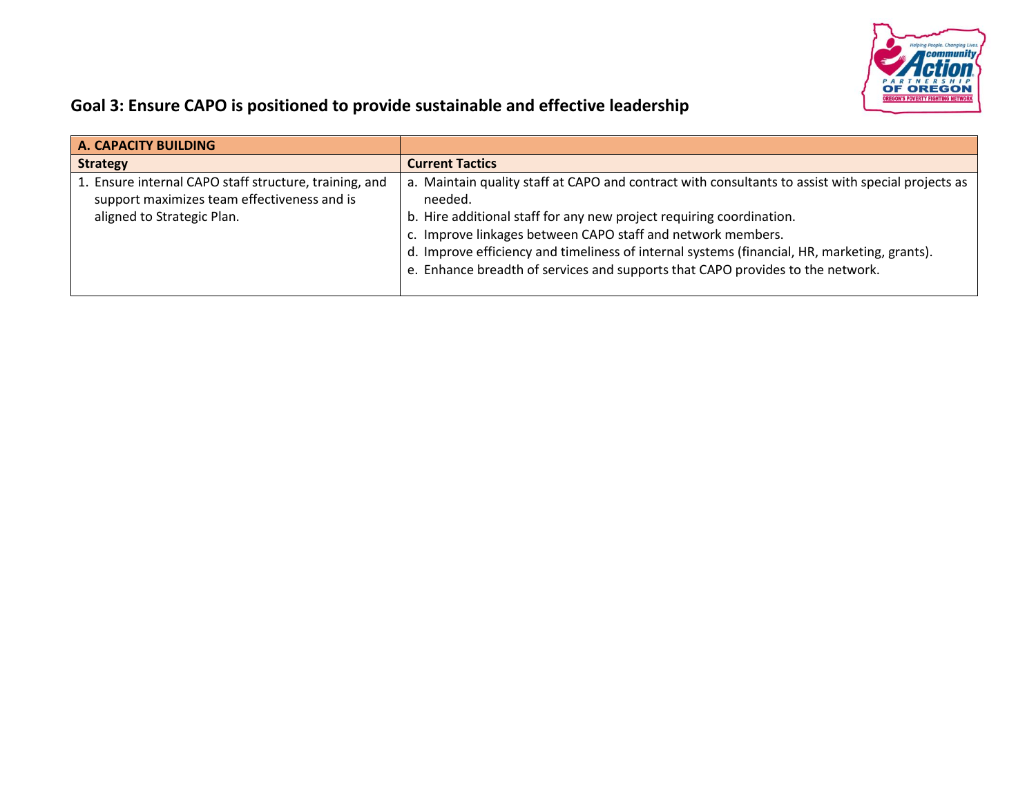## Goal 3: Ensure CAPO is positioned to provide sustainable and effective leadership

| **A. CAPACITY BUILDING** | |
|---|---|
| **Strategy** | **Current Tactics** |
| 1. Ensure internal CAPO staff structure, training, and support maximizes team effectiveness and is aligned to Strategic Plan. | a. Maintain quality staff at CAPO and contract with consultants to assist with special projects as needed.<br>b. Hire additional staff for any new project requiring coordination.<br>c. Improve linkages between CAPO staff and network members.<br>d. Improve efficiency and timeliness of internal systems (financial, HR, marketing, grants).<br>e. Enhance breadth of services and supports that CAPO provides to the network. |